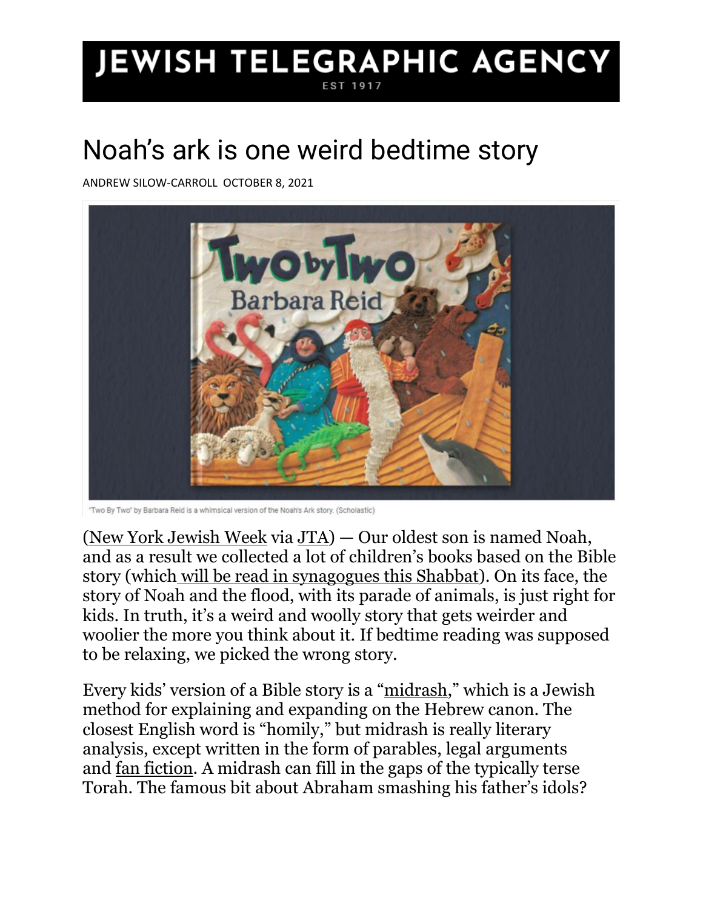# JEWISH TELEGRAPHIC AGENCY

EST 1917

# Noah's ark is one weird bedtime story

ANDREW SILOW-CARROLL OCTOBER 8, 2021

"Two By Two" by Barbara Reid is a whimsical version of the Noah's Ark story. (Scholastic)

(New York Jewish Week via JTA) — Our oldest son is named Noah, and as a result we collected a lot of children's books based on the Bible story (which will be read in synagogues this Shabbat). On its face, the story of Noah and the flood, with its parade of animals, is just right for kids. In truth, it's a weird and woolly story that gets weirder and woolier the more you think about it. If bedtime reading was supposed to be relaxing, we picked the wrong story.

Every kids' version of a Bible story is a "midrash," which is a Jewish method for explaining and expanding on the Hebrew canon. The closest English word is "homily," but midrash is really literary analysis, except written in the form of parables, legal arguments and fan fiction. A midrash can fill in the gaps of the typically terse Torah. The famous bit about Abraham smashing his father's idols?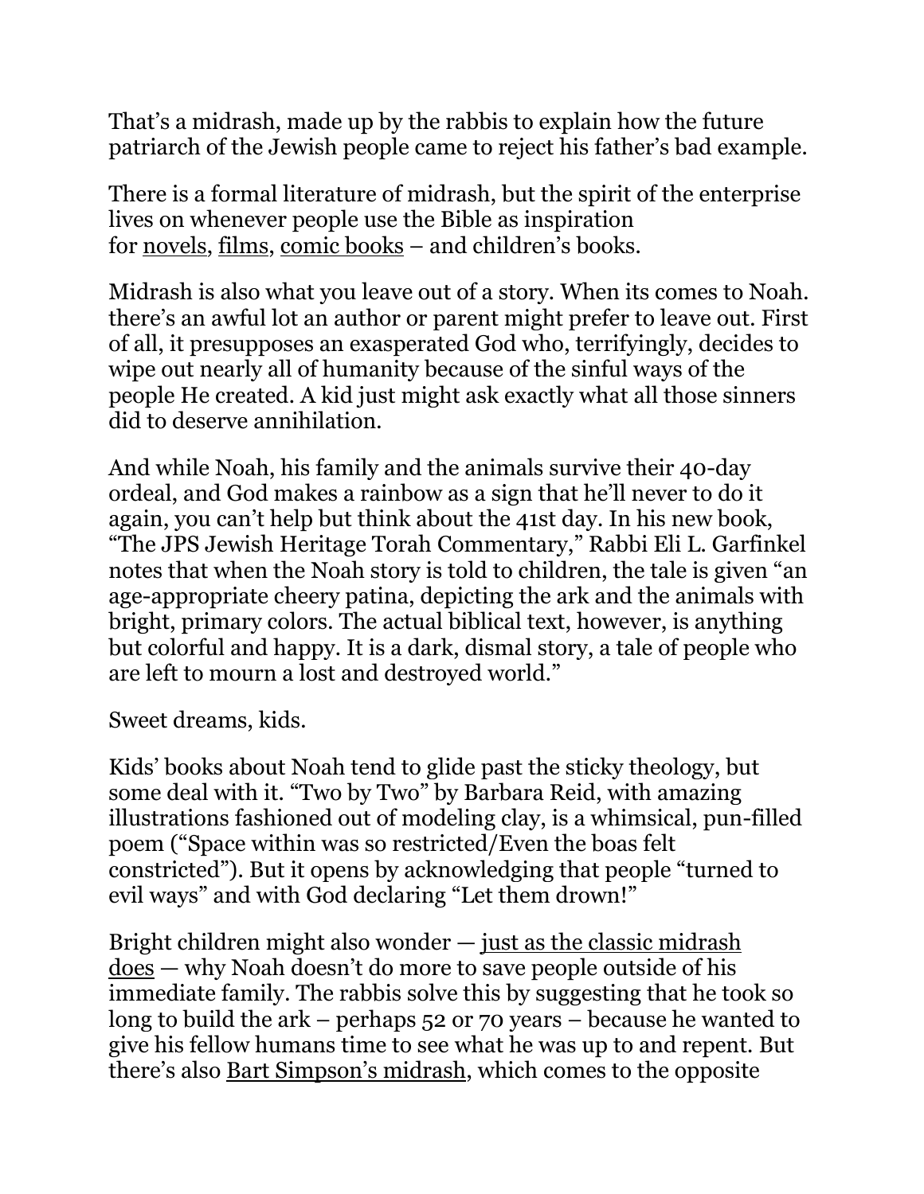That's a midrash, made up by the rabbis to explain how the future patriarch of the Jewish people came to reject his father's bad example.

There is a formal literature of midrash, but the spirit of the enterprise lives on whenever people use the Bible as inspiration for novels, films, comic books – and children's books.

Midrash is also what you leave out of a story. When its comes to Noah. there's an awful lot an author or parent might prefer to leave out. First of all, it presupposes an exasperated God who, terrifyingly, decides to wipe out nearly all of humanity because of the sinful ways of the people He created. A kid just might ask exactly what all those sinners did to deserve annihilation.

And while Noah, his family and the animals survive their 40-day ordeal, and God makes a rainbow as a sign that he'll never to do it again, you can't help but think about the 41st day. In his new book, "The JPS Jewish Heritage Torah Commentary," Rabbi Eli L. Garfinkel notes that when the Noah story is told to children, the tale is given "an age-appropriate cheery patina, depicting the ark and the animals with bright, primary colors. The actual biblical text, however, is anything but colorful and happy. It is a dark, dismal story, a tale of people who are left to mourn a lost and destroyed world."

Sweet dreams, kids.

Kids' books about Noah tend to glide past the sticky theology, but some deal with it. "Two by Two" by Barbara Reid, with amazing illustrations fashioned out of modeling clay, is a whimsical, pun-filled poem ("Space within was so restricted/Even the boas felt constricted"). But it opens by acknowledging that people "turned to evil ways" and with God declaring "Let them drown!"

Bright children might also wonder — just as the classic midrash does — why Noah doesn't do more to save people outside of his immediate family. The rabbis solve this by suggesting that he took so long to build the ark – perhaps 52 or 70 years – because he wanted to give his fellow humans time to see what he was up to and repent. But there's also Bart Simpson's midrash, which comes to the opposite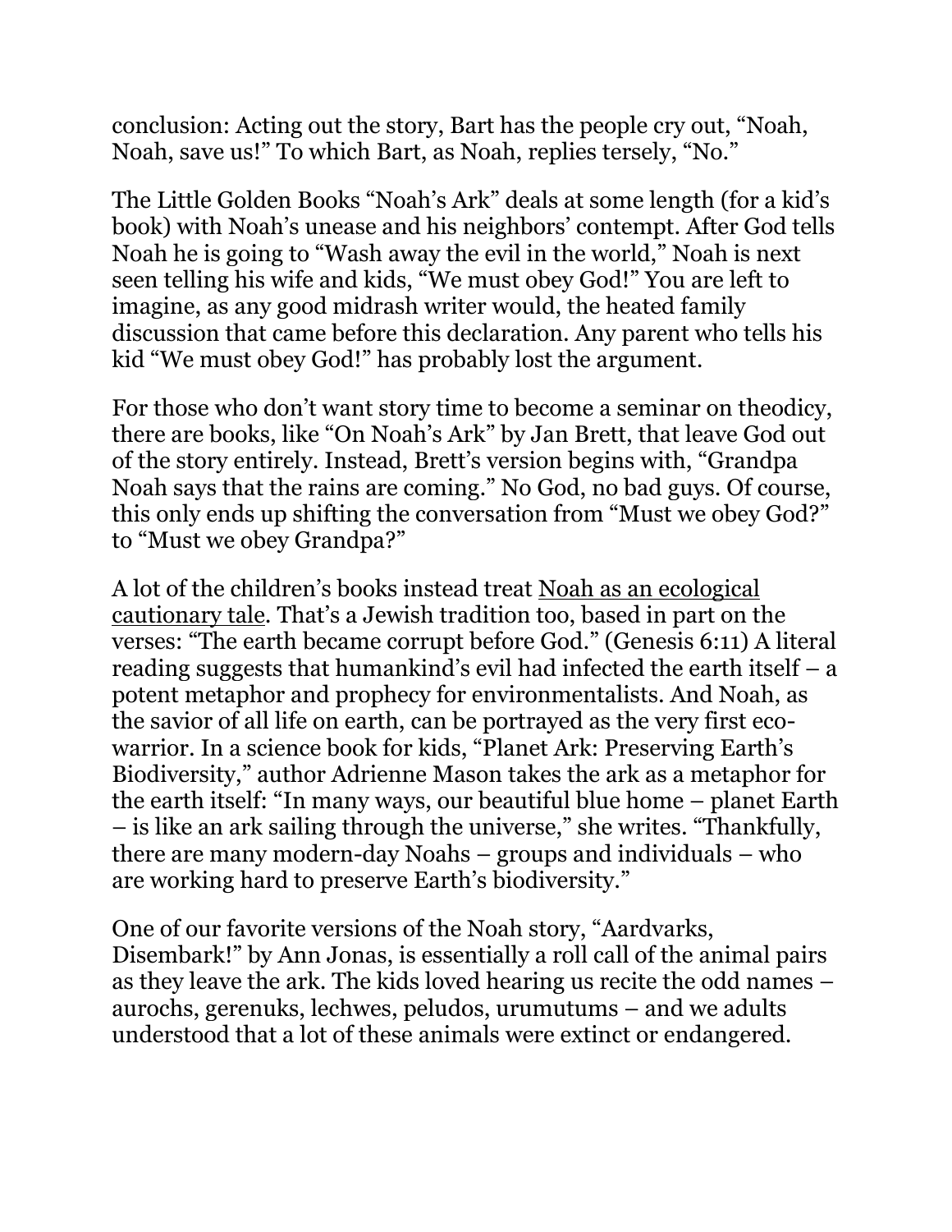conclusion: Acting out the story, Bart has the people cry out, "Noah, Noah, save us!" To which Bart, as Noah, replies tersely, "No."

The Little Golden Books "Noah's Ark" deals at some length (for a kid's book) with Noah's unease and his neighbors' contempt. After God tells Noah he is going to "Wash away the evil in the world," Noah is next seen telling his wife and kids, "We must obey God!" You are left to imagine, as any good midrash writer would, the heated family discussion that came before this declaration. Any parent who tells his kid "We must obey God!" has probably lost the argument.

For those who don't want story time to become a seminar on theodicy, there are books, like "On Noah's Ark" by Jan Brett, that leave God out of the story entirely. Instead, Brett's version begins with, "Grandpa Noah says that the rains are coming." No God, no bad guys. Of course, this only ends up shifting the conversation from "Must we obey God?" to "Must we obey Grandpa?"

A lot of the children's books instead treat Noah as an ecological cautionary tale. That's a Jewish tradition too, based in part on the verses: "The earth became corrupt before God." (Genesis 6:11) A literal reading suggests that humankind's evil had infected the earth itself – a potent metaphor and prophecy for environmentalists. And Noah, as the savior of all life on earth, can be portrayed as the very first eco-warrior. In a science book for kids, "Planet Ark: Preserving Earth's Biodiversity," author Adrienne Mason takes the ark as a metaphor for the earth itself: "In many ways, our beautiful blue home – planet Earth – is like an ark sailing through the universe," she writes. "Thankfully, there are many modern-day Noahs – groups and individuals – who are working hard to preserve Earth's biodiversity."

One of our favorite versions of the Noah story, "Aardvarks, Disembark!" by Ann Jonas, is essentially a roll call of the animal pairs as they leave the ark. The kids loved hearing us recite the odd names – aurochs, gerenuks, lechwes, peludos, urumutums – and we adults understood that a lot of these animals were extinct or endangered.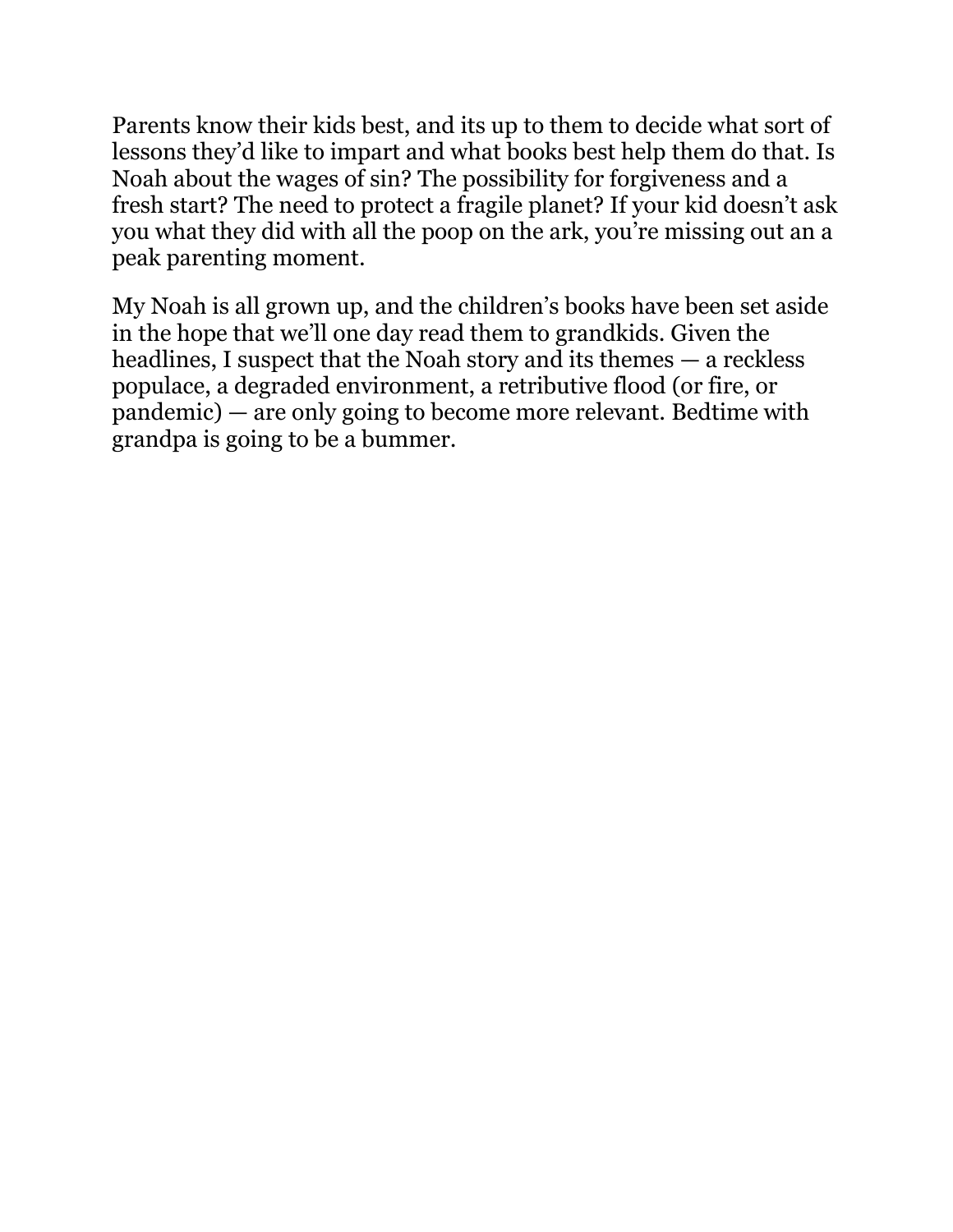Parents know their kids best, and its up to them to decide what sort of lessons they'd like to impart and what books best help them do that. Is Noah about the wages of sin? The possibility for forgiveness and a fresh start? The need to protect a fragile planet? If your kid doesn't ask you what they did with all the poop on the ark, you're missing out an a peak parenting moment.

My Noah is all grown up, and the children's books have been set aside in the hope that we'll one day read them to grandkids. Given the headlines, I suspect that the Noah story and its themes — a reckless populace, a degraded environment, a retributive flood (or fire, or pandemic) — are only going to become more relevant. Bedtime with grandpa is going to be a bummer.